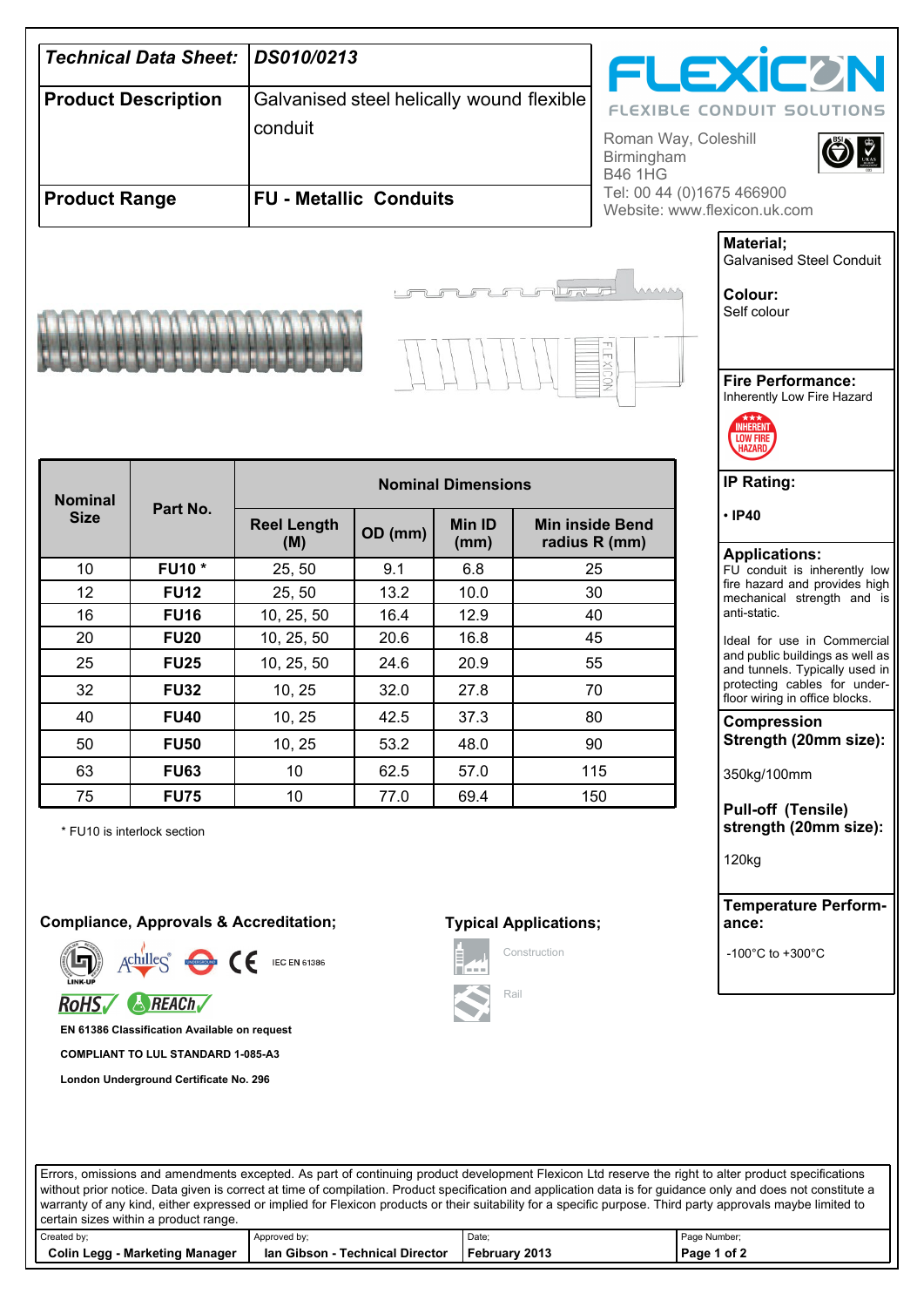| Technical Data Sheet: | DS010/0213 |
|---|---|
| **Product Description** | Galvanised steel helically wound flexible conduit |
| **Product Range** | **FU - Metallic Conduits** |

**FLEXICON**
FLEXIBLE CONDUIT SOLUTIONS

Roman Way, Coleshill
Birmingham
B46 1HG
Tel: 00 44 (0)1675 466900
Website: www.flexicon.uk.com

| Nominal Size | Part No. | Nominal Dimensions | | | |
|---|---|---|---|---|---|
| | | Reel Length (M) | OD (mm) | Min ID (mm) | Min inside Bend radius R (mm) |
| 10 | **FU10 *** | 25, 50 | 9.1 | 6.8 | 25 |
| 12 | **FU12** | 25, 50 | 13.2 | 10.0 | 30 |
| 16 | **FU16** | 10, 25, 50 | 16.4 | 12.9 | 40 |
| 20 | **FU20** | 10, 25, 50 | 20.6 | 16.8 | 45 |
| 25 | **FU25** | 10, 25, 50 | 24.6 | 20.9 | 55 |
| 32 | **FU32** | 10, 25 | 32.0 | 27.8 | 70 |
| 40 | **FU40** | 10, 25 | 42.5 | 37.3 | 80 |
| 50 | **FU50** | 10, 25 | 53.2 | 48.0 | 90 |
| 63 | **FU63** | 10 | 62.5 | 57.0 | 115 |
| 75 | **FU75** | 10 | 77.0 | 69.4 | 150 |

* FU10 is interlock section

**Material;**
Galvanised Steel Conduit

**Colour:**
Self colour

**Fire Performance:**
Inherently Low Fire Hazard

**IP Rating:**

- **IP40**

**Applications:**
FU conduit is inherently low fire hazard and provides high mechanical strength and is anti-static.

Ideal for use in Commercial and public buildings as well as and tunnels. Typically used in protecting cables for under-floor wiring in office blocks.

**Compression Strength (20mm size):**

350kg/100mm

**Pull-off (Tensile) strength (20mm size):**

120kg

**Temperature Performance:**

-100°C to +300°C

### Compliance, Approvals & Accreditation;

IEC EN 61386

**EN 61386 Classification Available on request**

**COMPLIANT TO LUL STANDARD 1-085-A3**

**London Underground Certificate No. 296**

### Typical Applications;

Construction

Rail

Errors, omissions and amendments excepted. As part of continuing product development Flexicon Ltd reserve the right to alter product specifications without prior notice. Data given is correct at time of compilation. Product specification and application data is for guidance only and does not constitute a warranty of any kind, either expressed or implied for Flexicon products or their suitability for a specific purpose. Third party approvals maybe limited to certain sizes within a product range.

| Created by; | Approved by; | Date; |
|---|---|---|
| **Colin Legg - Marketing Manager** | **Ian Gibson - Technical Director** | **February 2013** |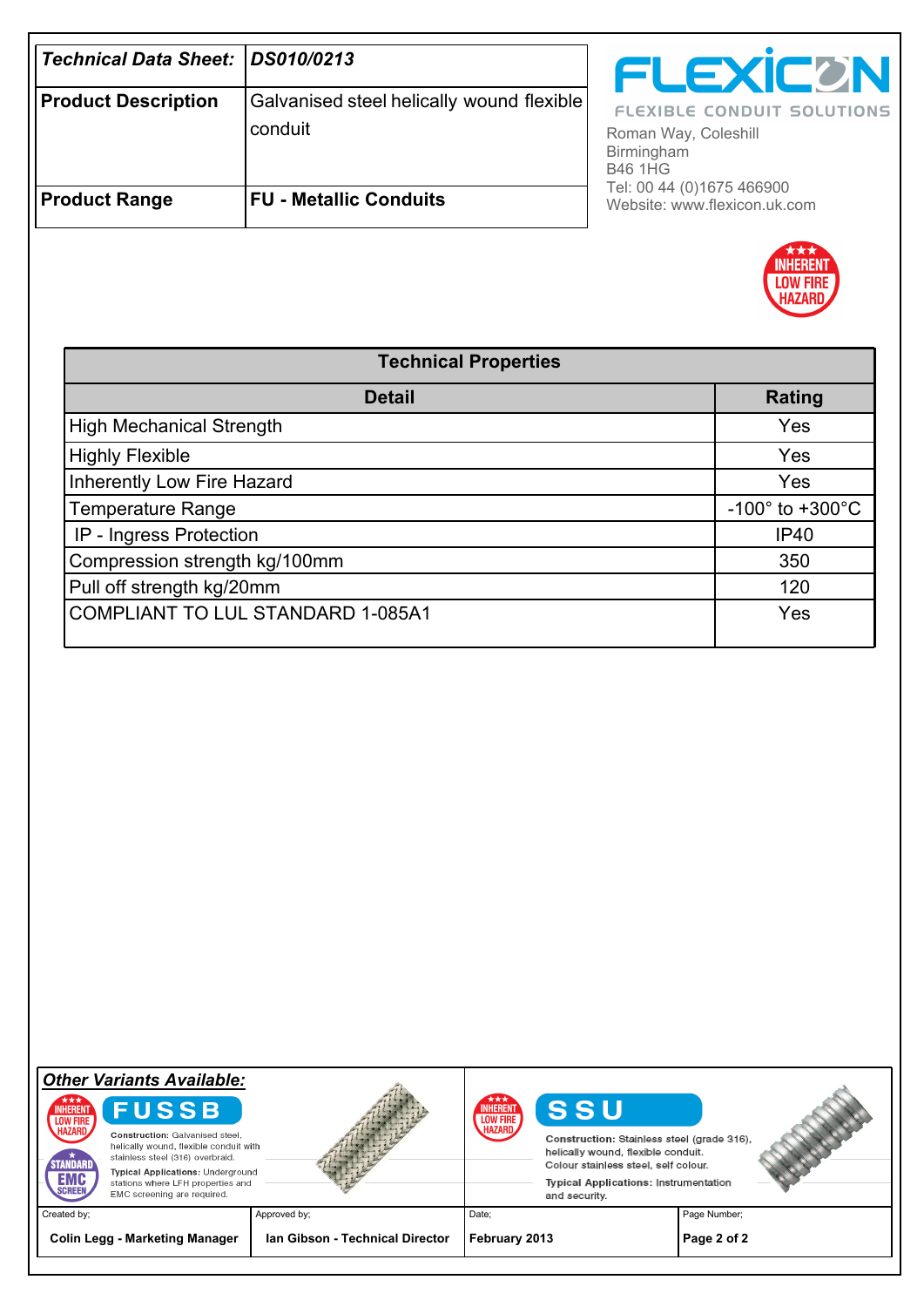| | |
|---|---|
| ***Technical Data Sheet:*** | ***DS010/0213*** |
| **Product Description** | Galvanised steel helically wound flexible conduit |
| **Product Range** | **FU - Metallic Conduits** |

FLEXICON
FLEXIBLE CONDUIT SOLUTIONS
Roman Way, Coleshill
Birmingham
B46 1HG
Tel: 00 44 (0)1675 466900
Website: www.flexicon.uk.com

INHERENT LOW FIRE HAZARD

| Technical Properties | |
|---|---|
| **Detail** | **Rating** |
| High Mechanical Strength | Yes |
| Highly Flexible | Yes |
| Inherently Low Fire Hazard | Yes |
| Temperature Range | -100° to +300°C |
| IP - Ingress Protection | IP40 |
| Compression strength kg/100mm | 350 |
| Pull off strength kg/20mm | 120 |
| COMPLIANT TO LUL STANDARD 1-085A1 | Yes |

***Other Variants Available:***

**FUSSB** (INHERENT LOW FIRE HAZARD; STANDARD EMC SCREEN)

**Construction:** Galvanised steel, helically wound, flexible conduit with stainless steel (316) overbraid.

**Typical Applications:** Underground stations where LFH properties and EMC screening are required.

**SSU** (INHERENT LOW FIRE HAZARD)

**Construction:** Stainless steel (grade 316), helically wound, flexible conduit. Colour stainless steel, self colour.

**Typical Applications:** Instrumentation and security.

| Created by; | Approved by; | Date; |
|---|---|---|
| **Colin Legg - Marketing Manager** | **Ian Gibson - Technical Director** | **February 2013** |